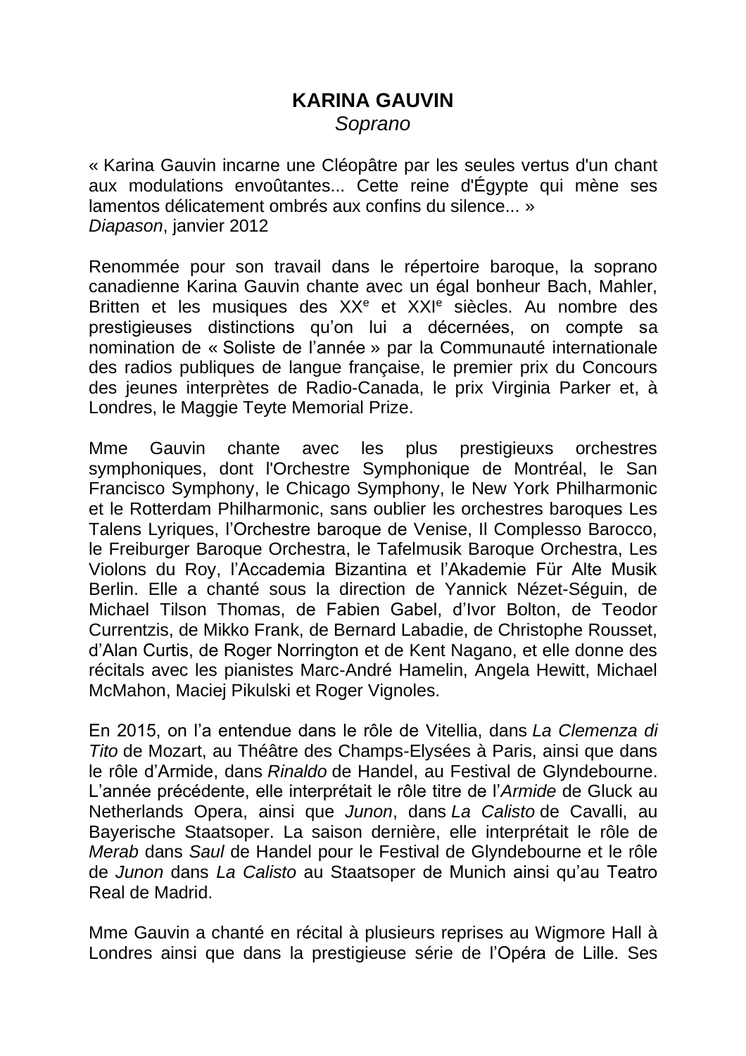# KARINA GAUVIN

*Soprano*

« Karina Gauvin incarne une Cléopâtre par les seules vertus d'un chant aux modulations envoûtantes... Cette reine d'Égypte qui mène ses lamentos délicatement ombrés aux confins du silence... »
*Diapason*, janvier 2012

Renommée pour son travail dans le répertoire baroque, la soprano canadienne Karina Gauvin chante avec un égal bonheur Bach, Mahler, Britten et les musiques des XX[e] et XXI[e] siècles. Au nombre des prestigieuses distinctions qu'on lui a décernées, on compte sa nomination de « Soliste de l'année » par la Communauté internationale des radios publiques de langue française, le premier prix du Concours des jeunes interprètes de Radio-Canada, le prix Virginia Parker et, à Londres, le Maggie Teyte Memorial Prize.

Mme Gauvin chante avec les plus prestigieuxs orchestres symphoniques, dont l'Orchestre Symphonique de Montréal, le San Francisco Symphony, le Chicago Symphony, le New York Philharmonic et le Rotterdam Philharmonic, sans oublier les orchestres baroques Les Talens Lyriques, l'Orchestre baroque de Venise, Il Complesso Barocco, le Freiburger Baroque Orchestra, le Tafelmusik Baroque Orchestra, Les Violons du Roy, l'Accademia Bizantina et l'Akademie Für Alte Musik Berlin. Elle a chanté sous la direction de Yannick Nézet-Séguin, de Michael Tilson Thomas, de Fabien Gabel, d'Ivor Bolton, de Teodor Currentzis, de Mikko Frank, de Bernard Labadie, de Christophe Rousset, d'Alan Curtis, de Roger Norrington et de Kent Nagano, et elle donne des récitals avec les pianistes Marc-André Hamelin, Angela Hewitt, Michael McMahon, Maciej Pikulski et Roger Vignoles.

En 2015, on l'a entendue dans le rôle de Vitellia, dans *La Clemenza di Tito* de Mozart, au Théâtre des Champs-Elysées à Paris, ainsi que dans le rôle d'Armide, dans *Rinaldo* de Handel, au Festival de Glyndebourne. L'année précédente, elle interprétait le rôle titre de l'*Armide* de Gluck au Netherlands Opera, ainsi que *Junon*, dans *La Calisto* de Cavalli, au Bayerische Staatsoper. La saison dernière, elle interprétait le rôle de *Merab* dans *Saul* de Handel pour le Festival de Glyndebourne et le rôle de *Junon* dans *La Calisto* au Staatsoper de Munich ainsi qu'au Teatro Real de Madrid.

Mme Gauvin a chanté en récital à plusieurs reprises au Wigmore Hall à Londres ainsi que dans la prestigieuse série de l'Opéra de Lille. Ses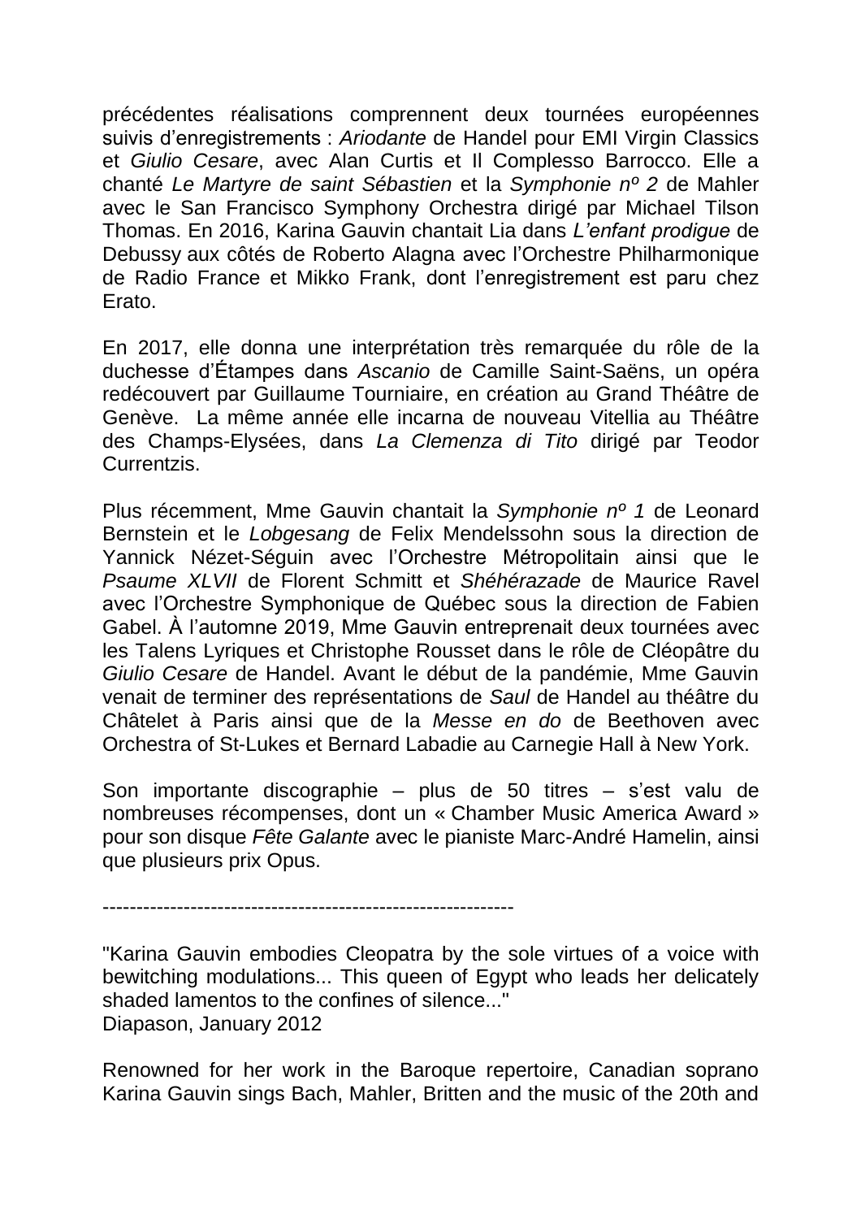précédentes réalisations comprennent deux tournées européennes suivis d'enregistrements : *Ariodante* de Handel pour EMI Virgin Classics et *Giulio Cesare*, avec Alan Curtis et Il Complesso Barrocco. Elle a chanté *Le Martyre de saint Sébastien* et la *Symphonie nº 2* de Mahler avec le San Francisco Symphony Orchestra dirigé par Michael Tilson Thomas. En 2016, Karina Gauvin chantait Lia dans *L'enfant prodigue* de Debussy aux côtés de Roberto Alagna avec l'Orchestre Philharmonique de Radio France et Mikko Frank, dont l'enregistrement est paru chez Erato.

En 2017, elle donna une interprétation très remarquée du rôle de la duchesse d'Étampes dans *Ascanio* de Camille Saint-Saëns, un opéra redécouvert par Guillaume Tourniaire, en création au Grand Théâtre de Genève. La même année elle incarna de nouveau Vitellia au Théâtre des Champs-Elysées, dans *La Clemenza di Tito* dirigé par Teodor Currentzis.

Plus récemment, Mme Gauvin chantait la *Symphonie nº 1* de Leonard Bernstein et le *Lobgesang* de Felix Mendelssohn sous la direction de Yannick Nézet-Séguin avec l'Orchestre Métropolitain ainsi que le *Psaume XLVII* de Florent Schmitt et *Shéhérazade* de Maurice Ravel avec l'Orchestre Symphonique de Québec sous la direction de Fabien Gabel. À l'automne 2019, Mme Gauvin entreprenait deux tournées avec les Talens Lyriques et Christophe Rousset dans le rôle de Cléopâtre du *Giulio Cesare* de Handel. Avant le début de la pandémie, Mme Gauvin venait de terminer des représentations de *Saul* de Handel au théâtre du Châtelet à Paris ainsi que de la *Messe en do* de Beethoven avec Orchestra of St-Lukes et Bernard Labadie au Carnegie Hall à New York.

Son importante discographie – plus de 50 titres – s'est valu de nombreuses récompenses, dont un « Chamber Music America Award » pour son disque *Fête Galante* avec le pianiste Marc-André Hamelin, ainsi que plusieurs prix Opus.

---

"Karina Gauvin embodies Cleopatra by the sole virtues of a voice with bewitching modulations... This queen of Egypt who leads her delicately shaded lamentos to the confines of silence..."
Diapason, January 2012

Renowned for her work in the Baroque repertoire, Canadian soprano Karina Gauvin sings Bach, Mahler, Britten and the music of the 20th and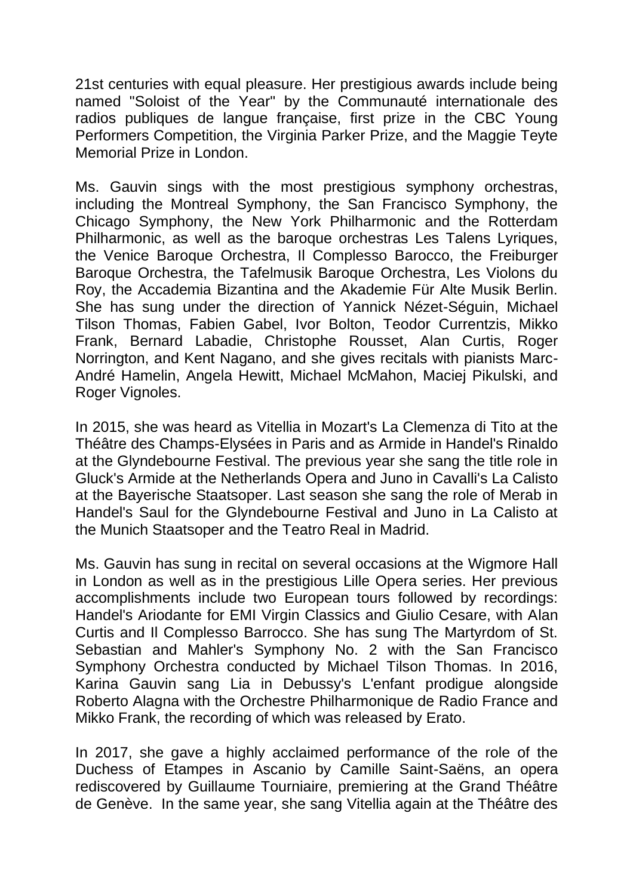21st centuries with equal pleasure. Her prestigious awards include being named "Soloist of the Year" by the Communauté internationale des radios publiques de langue française, first prize in the CBC Young Performers Competition, the Virginia Parker Prize, and the Maggie Teyte Memorial Prize in London.

Ms. Gauvin sings with the most prestigious symphony orchestras, including the Montreal Symphony, the San Francisco Symphony, the Chicago Symphony, the New York Philharmonic and the Rotterdam Philharmonic, as well as the baroque orchestras Les Talens Lyriques, the Venice Baroque Orchestra, Il Complesso Barocco, the Freiburger Baroque Orchestra, the Tafelmusik Baroque Orchestra, Les Violons du Roy, the Accademia Bizantina and the Akademie Für Alte Musik Berlin. She has sung under the direction of Yannick Nézet-Séguin, Michael Tilson Thomas, Fabien Gabel, Ivor Bolton, Teodor Currentzis, Mikko Frank, Bernard Labadie, Christophe Rousset, Alan Curtis, Roger Norrington, and Kent Nagano, and she gives recitals with pianists Marc-André Hamelin, Angela Hewitt, Michael McMahon, Maciej Pikulski, and Roger Vignoles.

In 2015, she was heard as Vitellia in Mozart's La Clemenza di Tito at the Théâtre des Champs-Elysées in Paris and as Armide in Handel's Rinaldo at the Glyndebourne Festival. The previous year she sang the title role in Gluck's Armide at the Netherlands Opera and Juno in Cavalli's La Calisto at the Bayerische Staatsoper. Last season she sang the role of Merab in Handel's Saul for the Glyndebourne Festival and Juno in La Calisto at the Munich Staatsoper and the Teatro Real in Madrid.

Ms. Gauvin has sung in recital on several occasions at the Wigmore Hall in London as well as in the prestigious Lille Opera series. Her previous accomplishments include two European tours followed by recordings: Handel's Ariodante for EMI Virgin Classics and Giulio Cesare, with Alan Curtis and Il Complesso Barrocco. She has sung The Martyrdom of St. Sebastian and Mahler's Symphony No. 2 with the San Francisco Symphony Orchestra conducted by Michael Tilson Thomas. In 2016, Karina Gauvin sang Lia in Debussy's L'enfant prodigue alongside Roberto Alagna with the Orchestre Philharmonique de Radio France and Mikko Frank, the recording of which was released by Erato.

In 2017, she gave a highly acclaimed performance of the role of the Duchess of Etampes in Ascanio by Camille Saint-Saëns, an opera rediscovered by Guillaume Tourniaire, premiering at the Grand Théâtre de Genève. In the same year, she sang Vitellia again at the Théâtre des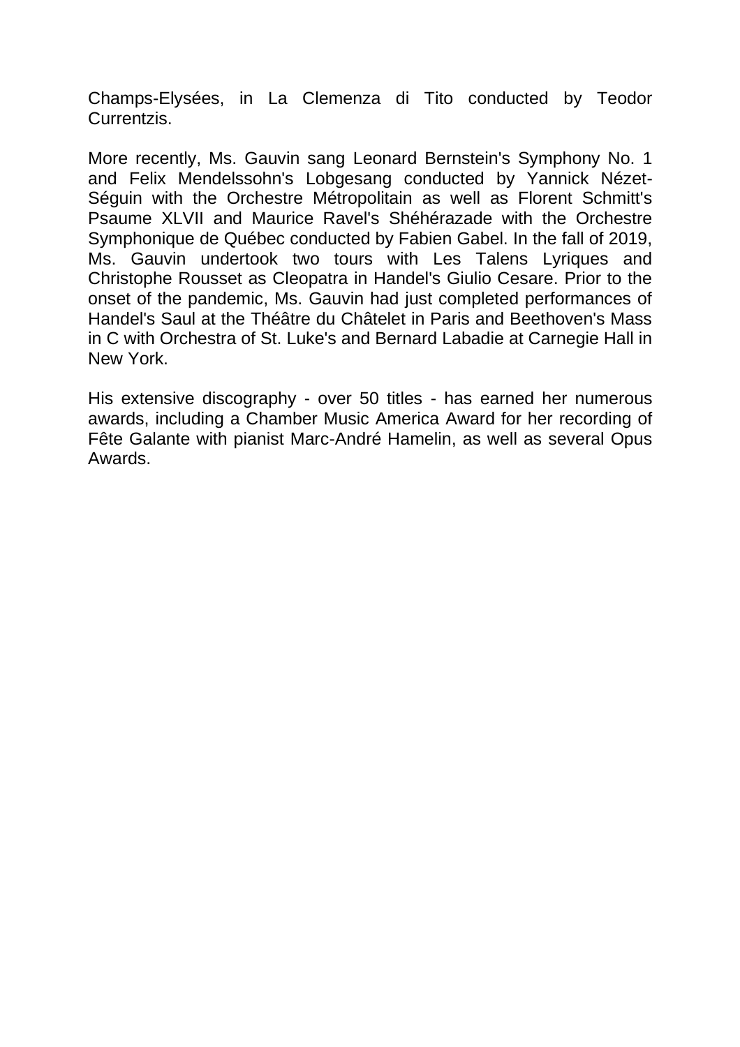Champs-Elysées, in La Clemenza di Tito conducted by Teodor Currentzis.

More recently, Ms. Gauvin sang Leonard Bernstein's Symphony No. 1 and Felix Mendelssohn's Lobgesang conducted by Yannick Nézet-Séguin with the Orchestre Métropolitain as well as Florent Schmitt's Psaume XLVII and Maurice Ravel's Shéhérazade with the Orchestre Symphonique de Québec conducted by Fabien Gabel. In the fall of 2019, Ms. Gauvin undertook two tours with Les Talens Lyriques and Christophe Rousset as Cleopatra in Handel's Giulio Cesare. Prior to the onset of the pandemic, Ms. Gauvin had just completed performances of Handel's Saul at the Théâtre du Châtelet in Paris and Beethoven's Mass in C with Orchestra of St. Luke's and Bernard Labadie at Carnegie Hall in New York.

His extensive discography - over 50 titles - has earned her numerous awards, including a Chamber Music America Award for her recording of Fête Galante with pianist Marc-André Hamelin, as well as several Opus Awards.